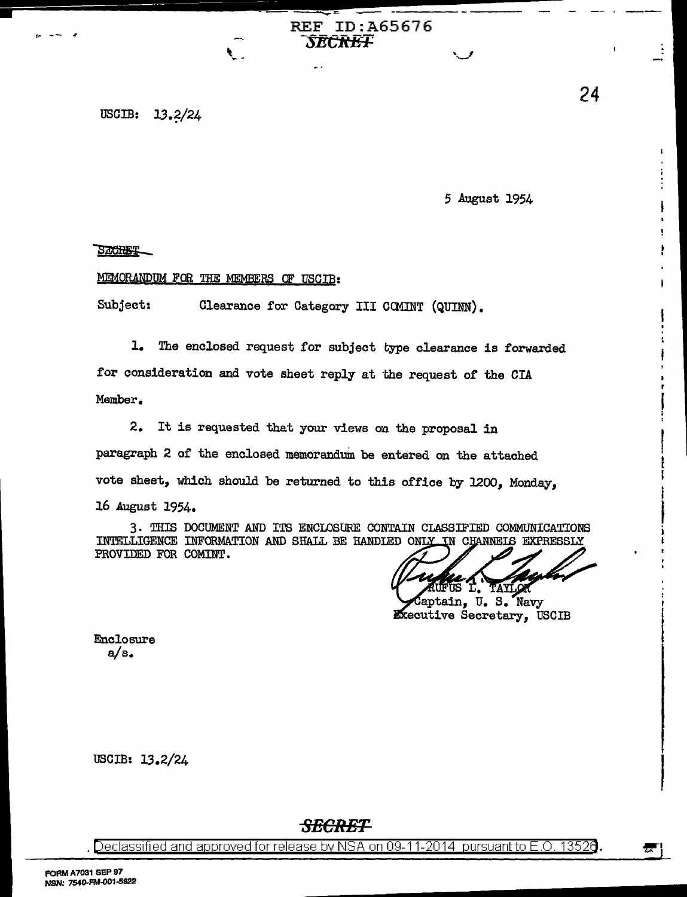REF ID:A65676

SECRET

USCIB: 13.2/24

5 August 1954

SECRET

MEMORANDUM FOR THE MEMBERS OF USCIB:

Subject: Clearance for Category III COMINT (QUINN).

1. The enclosed request for subject type clearance is forwarded for consideration and vote sheet reply at the request of the CIA Member.

2. It is requested that your views on the proposal in paragraph 2 of the enclosed memorandum be entered on the attached vote sheet, which should be returned to this office by 1200, Monday, 16 August 1954.

3. THIS DOCUMENT AND ITS ENCLOSURE CONTAIN CLASSIFIED COMMUNICATIONS INTELLIGENCE INFORMATION AND SHALL BE HANDLED ONLY IN CHANNELS EXPRESSLY PROVIDED FOR COMINT.

RUFUS L. TAYLOR
Captain, U. S. Navy
Executive Secretary, USCIB

Enclosure
a/s.

USCIB: 13.2/24

SECRET

Declassified and approved for release by NSA on 09-11-2014 pursuant to E.O. 13526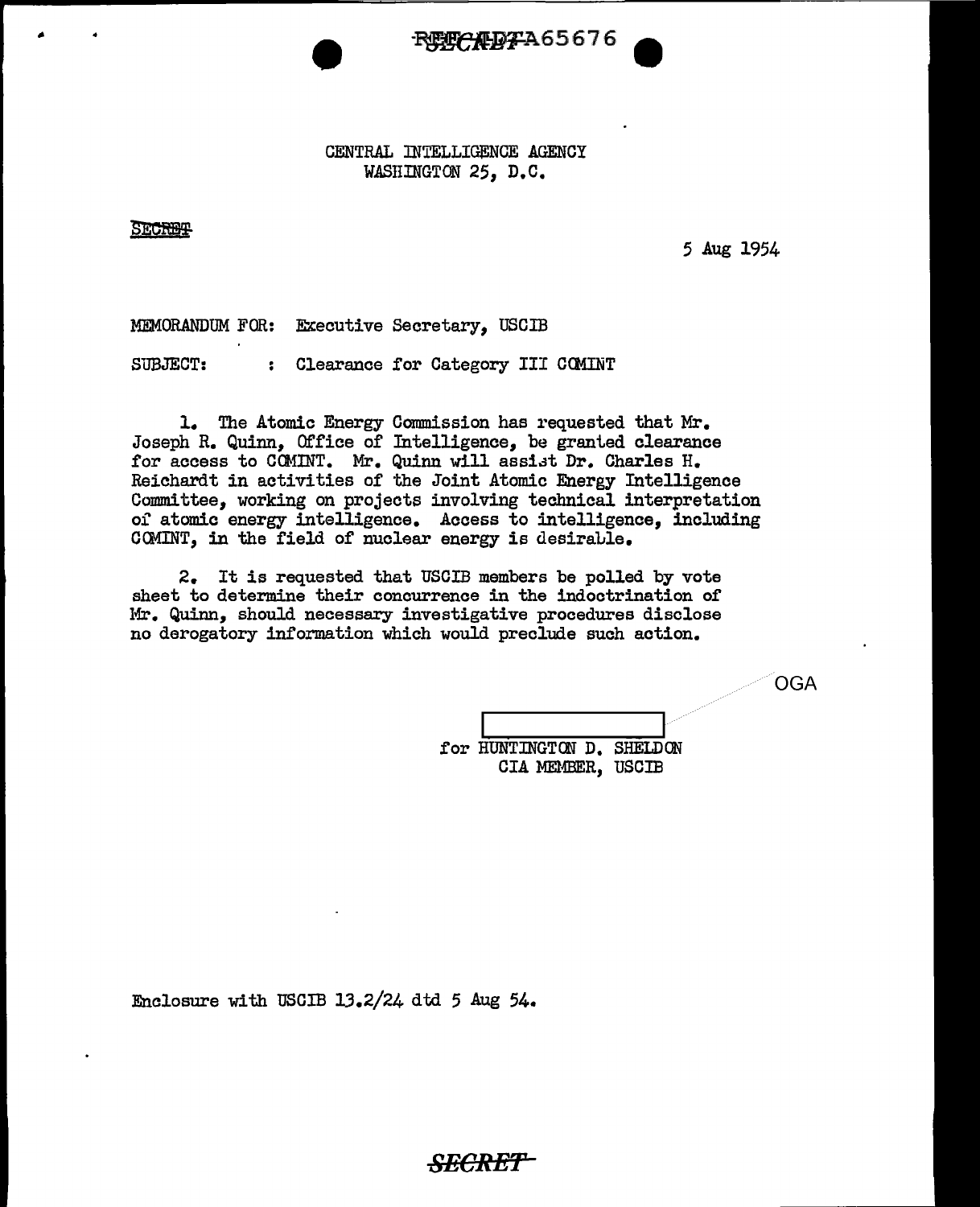REF ID:A65676

CENTRAL INTELLIGENCE AGENCY
WASHINGTON 25, D.C.

SECRET

5 Aug 1954

MEMORANDUM FOR: Executive Secretary, USCIB

SUBJECT: : Clearance for Category III COMINT

1. The Atomic Energy Commission has requested that Mr. Joseph R. Quinn, Office of Intelligence, be granted clearance for access to COMINT. Mr. Quinn will assist Dr. Charles H. Reichardt in activities of the Joint Atomic Energy Intelligence Committee, working on projects involving technical interpretation of atomic energy intelligence. Access to intelligence, including COMINT, in the field of nuclear energy is desirable.

2. It is requested that USCIB members be polled by vote sheet to determine their concurrence in the indoctrination of Mr. Quinn, should necessary investigative procedures disclose no derogatory information which would preclude such action.

OGA

for HUNTINGTON D. SHELDON
CIA MEMBER, USCIB

Enclosure with USCIB 13.2/24 dtd 5 Aug 54.

SECRET